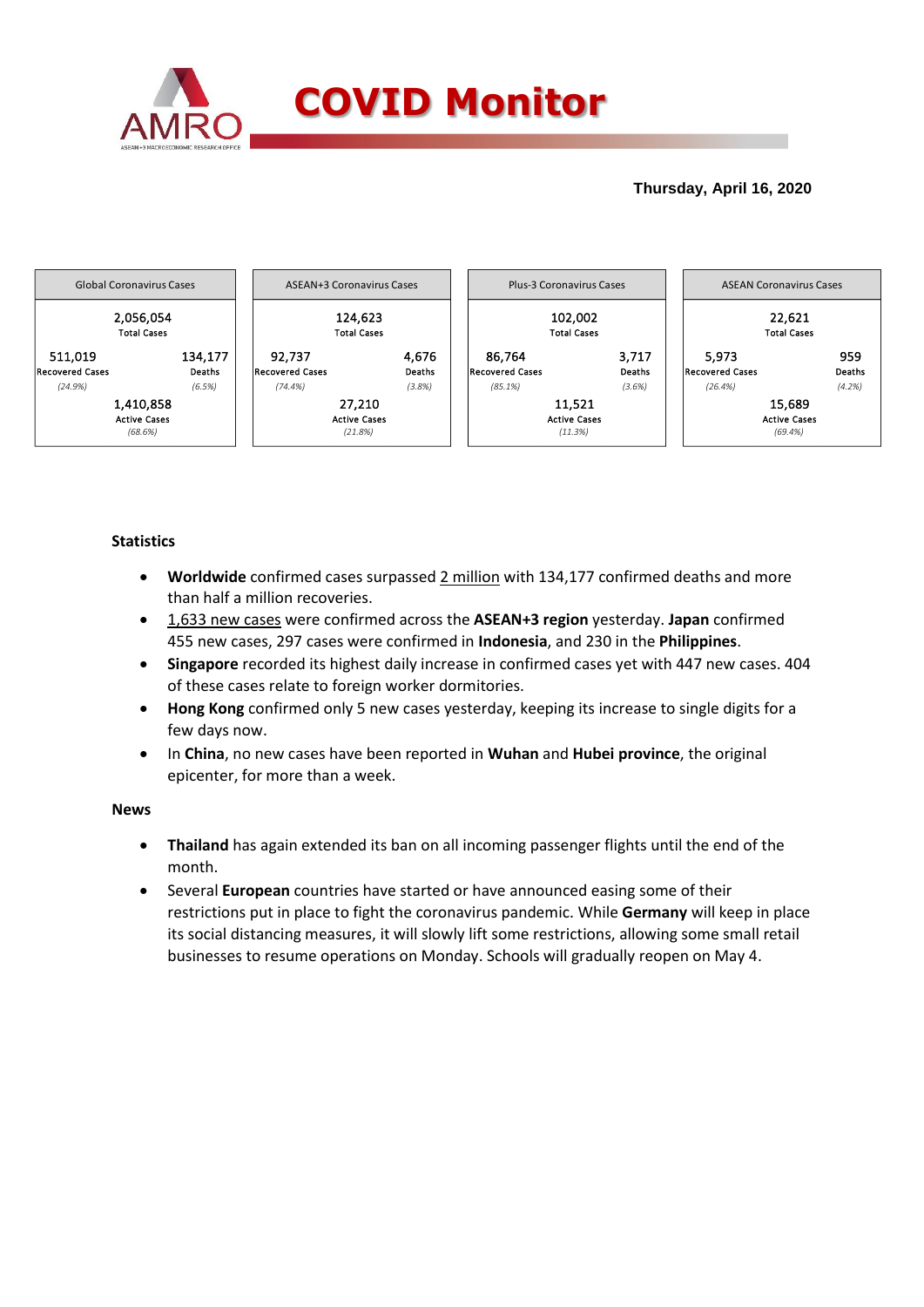# COVID Monitor

**Thursday, April 16, 2020**

| Global Coronavirus Cases | | ASEAN+3 Coronavirus Cases | | Plus-3 Coronavirus Cases | | ASEAN Coronavirus Cases | |
|---|---|---|---|---|---|---|---|
| 2,056,054 Total Cases | | 124,623 Total Cases | | 102,002 Total Cases | | 22,621 Total Cases | |
| 511,019 Recovered Cases *(24.9%)* | 134,177 Deaths *(6.5%)* | 92,737 Recovered Cases *(74.4%)* | 4,676 Deaths *(3.8%)* | 86,764 Recovered Cases *(85.1%)* | 3,717 Deaths *(3.6%)* | 5,973 Recovered Cases *(26.4%)* | 959 Deaths *(4.2%)* |
| 1,410,858 Active Cases *(68.6%)* | | 27,210 Active Cases *(21.8%)* | | 11,521 Active Cases *(11.3%)* | | 15,689 Active Cases *(69.4%)* | |

### Statistics

- **Worldwide** confirmed cases surpassed 2 million with 134,177 confirmed deaths and more than half a million recoveries.
- 1,633 new cases were confirmed across the **ASEAN+3 region** yesterday. **Japan** confirmed 455 new cases, 297 cases were confirmed in **Indonesia**, and 230 in the **Philippines**.
- **Singapore** recorded its highest daily increase in confirmed cases yet with 447 new cases. 404 of these cases relate to foreign worker dormitories.
- **Hong Kong** confirmed only 5 new cases yesterday, keeping its increase to single digits for a few days now.
- In **China**, no new cases have been reported in **Wuhan** and **Hubei province**, the original epicenter, for more than a week.

### News

- **Thailand** has again extended its ban on all incoming passenger flights until the end of the month.
- Several **European** countries have started or have announced easing some of their restrictions put in place to fight the coronavirus pandemic. While **Germany** will keep in place its social distancing measures, it will slowly lift some restrictions, allowing some small retail businesses to resume operations on Monday. Schools will gradually reopen on May 4.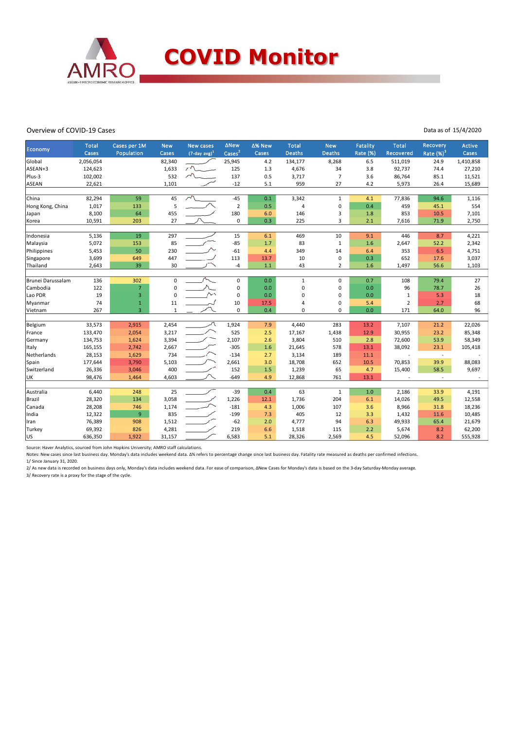# COVID Monitor

Overview of COVID-19 Cases

Data as of 15/4/2020

| Economy | Total Cases | Cases per 1M Population | New Cases | New cases (7-day avg)[1] | ΔNew Cases[2] | Δ% New Cases | Total Deaths | New Deaths | Fatality Rate (%) | Total Recovered | Recovery Rate (%)[3] | Active Cases |
|---|---|---|---|---|---|---|---|---|---|---|---|---|
| Global | 2,056,054 | | 82,340 | | 25,945 | 4.2 | 134,177 | 8,268 | 6.5 | 511,019 | 24.9 | 1,410,858 |
| ASEAN+3 | 124,623 | | 1,633 | | 125 | 1.3 | 4,676 | 34 | 3.8 | 92,737 | 74.4 | 27,210 |
| Plus-3 | 102,002 | | 532 | | 137 | 0.5 | 3,717 | 7 | 3.6 | 86,764 | 85.1 | 11,521 |
| ASEAN | 22,621 | | 1,101 | | -12 | 5.1 | 959 | 27 | 4.2 | 5,973 | 26.4 | 15,689 |
| | | | | | | | | | | | | |
| China | 82,294 | 59 | 45 | | -45 | 0.1 | 3,342 | 1 | 4.1 | 77,836 | 94.6 | 1,116 |
| Hong Kong, China | 1,017 | 133 | 5 | | 2 | 0.5 | 4 | 0 | 0.4 | 459 | 45.1 | 554 |
| Japan | 8,100 | 64 | 455 | | 180 | 6.0 | 146 | 3 | 1.8 | 853 | 10.5 | 7,101 |
| Korea | 10,591 | 203 | 27 | | 0 | 0.3 | 225 | 3 | 2.1 | 7,616 | 71.9 | 2,750 |
| | | | | | | | | | | | | |
| Indonesia | 5,136 | 19 | 297 | | 15 | 6.1 | 469 | 10 | 9.1 | 446 | 8.7 | 4,221 |
| Malaysia | 5,072 | 153 | 85 | | -85 | 1.7 | 83 | 1 | 1.6 | 2,647 | 52.2 | 2,342 |
| Philippines | 5,453 | 50 | 230 | | -61 | 4.4 | 349 | 14 | 6.4 | 353 | 6.5 | 4,751 |
| Singapore | 3,699 | 649 | 447 | | 113 | 13.7 | 10 | 0 | 0.3 | 652 | 17.6 | 3,037 |
| Thailand | 2,643 | 39 | 30 | | -4 | 1.1 | 43 | 2 | 1.6 | 1,497 | 56.6 | 1,103 |
| | | | | | | | | | | | | |
| Brunei Darussalam | 136 | 302 | 0 | | 0 | 0.0 | 1 | 0 | 0.7 | 108 | 79.4 | 27 |
| Cambodia | 122 | 7 | 0 | | 0 | 0.0 | 0 | 0 | 0.0 | 96 | 78.7 | 26 |
| Lao PDR | 19 | 3 | 0 | | 0 | 0.0 | 0 | 0 | 0.0 | 1 | 5.3 | 18 |
| Myanmar | 74 | 1 | 11 | | 10 | 17.5 | 4 | 0 | 5.4 | 2 | 2.7 | 68 |
| Vietnam | 267 | 3 | 1 | | 0 | 0.4 | 0 | 0 | 0.0 | 171 | 64.0 | 96 |
| | | | | | | | | | | | | |
| Belgium | 33,573 | 2,915 | 2,454 | | 1,924 | 7.9 | 4,440 | 283 | 13.2 | 7,107 | 21.2 | 22,026 |
| France | 133,470 | 2,054 | 3,217 | | 525 | 2.5 | 17,167 | 1,438 | 12.9 | 30,955 | 23.2 | 85,348 |
| Germany | 134,753 | 1,624 | 3,394 | | 2,107 | 2.6 | 3,804 | 510 | 2.8 | 72,600 | 53.9 | 58,349 |
| Italy | 165,155 | 2,742 | 2,667 | | -305 | 1.6 | 21,645 | 578 | 13.1 | 38,092 | 23.1 | 105,418 |
| Netherlands | 28,153 | 1,629 | 734 | | -134 | 2.7 | 3,134 | 189 | 11.1 | - | - | - |
| Spain | 177,644 | 3,790 | 5,103 | | 2,661 | 3.0 | 18,708 | 652 | 10.5 | 70,853 | 39.9 | 88,083 |
| Switzerland | 26,336 | 3,046 | 400 | | 152 | 1.5 | 1,239 | 65 | 4.7 | 15,400 | 58.5 | 9,697 |
| UK | 98,476 | 1,464 | 4,603 | | -649 | 4.9 | 12,868 | 761 | 13.1 | - | - | - |
| | | | | | | | | | | | | |
| Australia | 6,440 | 248 | 25 | | -39 | 0.4 | 63 | 1 | 1.0 | 2,186 | 33.9 | 4,191 |
| Brazil | 28,320 | 134 | 3,058 | | 1,226 | 12.1 | 1,736 | 204 | 6.1 | 14,026 | 49.5 | 12,558 |
| Canada | 28,208 | 746 | 1,174 | | -181 | 4.3 | 1,006 | 107 | 3.6 | 8,966 | 31.8 | 18,236 |
| India | 12,322 | 9 | 835 | | -199 | 7.3 | 405 | 12 | 3.3 | 1,432 | 11.6 | 10,485 |
| Iran | 76,389 | 908 | 1,512 | | -62 | 2.0 | 4,777 | 94 | 6.3 | 49,933 | 65.4 | 21,679 |
| Turkey | 69,392 | 826 | 4,281 | | 219 | 6.6 | 1,518 | 115 | 2.2 | 5,674 | 8.2 | 62,200 |
| US | 636,350 | 1,922 | 31,157 | | 6,583 | 5.1 | 28,326 | 2,569 | 4.5 | 52,096 | 8.2 | 555,928 |

Source: Haver Analytics, sourced from John Hopkins University; AMRO staff calculations.

Notes: New cases since last business day. Monday's data includes weekend data. Δ% refers to percentage change since last business day. Fatality rate measured as deaths per confirmed infections.

1/ Since January 31, 2020.

2/ As new data is recorded on business days only, Monday's data includes weekend data. For ease of comparison, ΔNew Cases for Monday's data is based on the 3-day Saturday-Monday average.

3/ Recovery rate is a proxy for the stage of the cycle.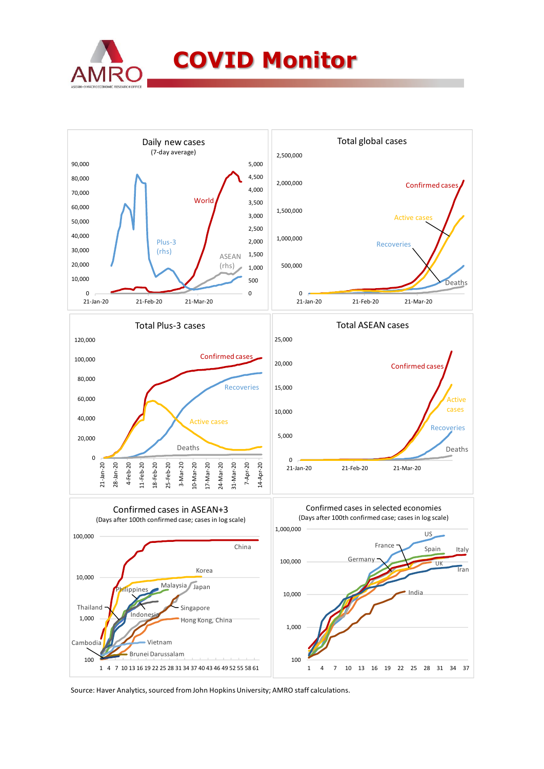# COVID Monitor

AMRO
ASEAN+3 MACROECONOMIC RESEARCH OFFICE

### Daily new cases
(7-day average)

90,000
80,000
70,000
60,000
50,000
40,000
30,000
20,000
10,000
0

5,000
4,500
4,000
3,500
3,000
2,500
2,000
1,500
1,000
500
0

World
Plus-3 (rhs)
ASEAN (rhs)

21-Jan-20
21-Feb-20
21-Mar-20

### Total global cases

2,500,000
2,000,000
1,500,000
1,000,000
500,000
0

Confirmed cases
Active cases
Recoveries
Deaths

21-Jan-20
21-Feb-20
21-Mar-20

### Total Plus-3 cases

120,000
100,000
80,000
60,000
40,000
20,000
0

Confirmed cases
Recoveries
Active cases
Deaths

21-Jan-20
28-Jan-20
4-Feb-20
11-Feb-20
18-Feb-20
25-Feb-20
3-Mar-20
10-Mar-20
17-Mar-20
24-Mar-20
31-Mar-20
7-Apr-20
14-Apr-20

### Total ASEAN cases

25,000
20,000
15,000
10,000
5,000
0

Confirmed cases
Active cases
Recoveries
Deaths

21-Jan-20
21-Feb-20
21-Mar-20

### Confirmed cases in ASEAN+3
(Days after 100th confirmed case; cases in log scale)

100,000
10,000
1,000
100

China
Korea
Malaysia
Japan
Philippines
Thailand
Indonesia
Singapore
Hong Kong, China
Cambodia
Vietnam
Brunei Darussalam

1 4 7 10 13 16 19 22 25 28 31 34 37 40 43 46 49 52 55 58 61

### Confirmed cases in selected economies
(Days after 100th confirmed case; cases in log scale)

1,000,000
100,000
10,000
1,000
100

US
France
Italy
Spain
Germany
UK
Iran
India

1 4 7 10 13 16 19 22 25 28 31 34 37

Source: Haver Analytics, sourced from John Hopkins University; AMRO staff calculations.